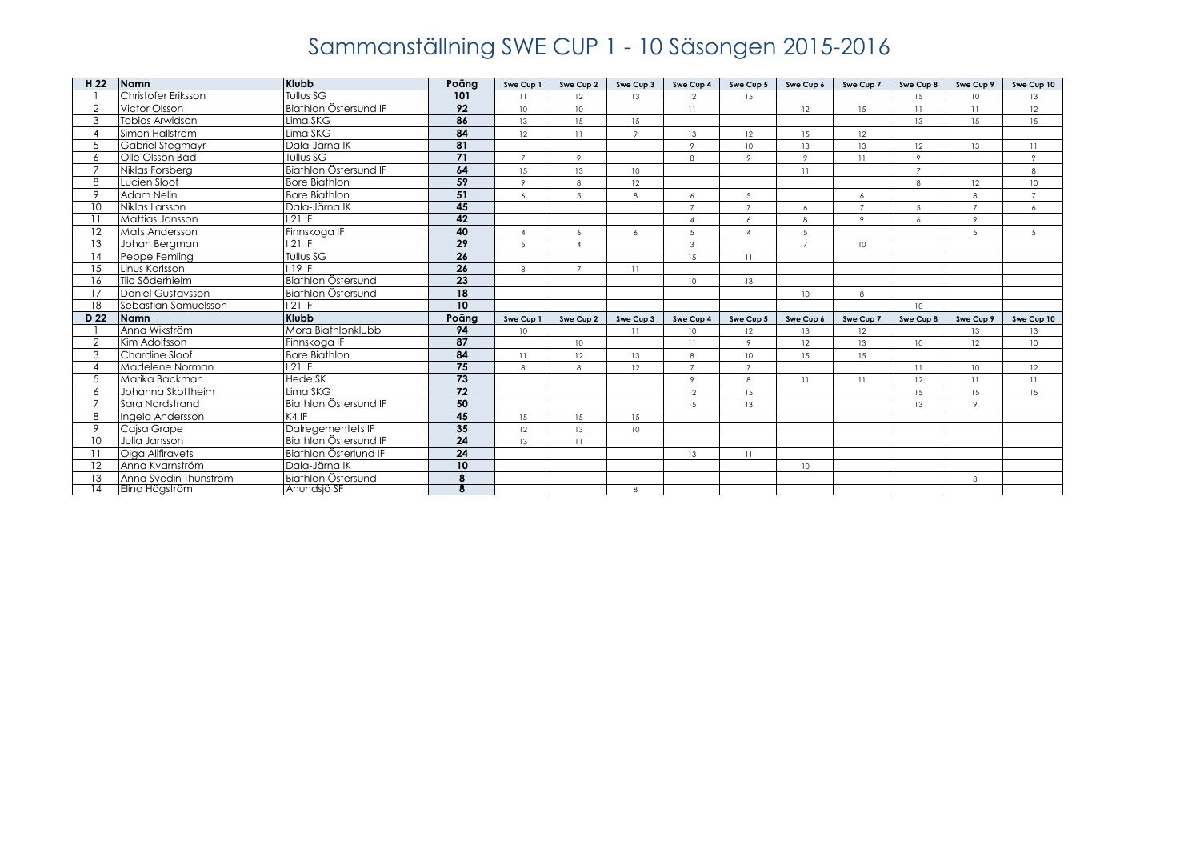# Sammanställning SWE CUP 1 - 10 Säsongen 2015-2016

| H 22 | Namn | Klubb | Poäng | Swe Cup 1 | Swe Cup 2 | Swe Cup 3 | Swe Cup 4 | Swe Cup 5 | Swe Cup 6 | Swe Cup 7 | Swe Cup 8 | Swe Cup 9 | Swe Cup 10 |
|---|---|---|---|---|---|---|---|---|---|---|---|---|---|
| 1 | Christofer Eriksson | Tullus SG | **101** | 11 | 12 | 13 | 12 | 15 | | | 15 | 10 | 13 |
| 2 | Victor Olsson | Biathlon Östersund IF | **92** | 10 | 10 | | 11 | | 12 | 15 | 11 | 11 | 12 |
| 3 | Tobias Arwidson | Lima SKG | **86** | 13 | 15 | 15 | | | | | 13 | 15 | 15 |
| 4 | Simon Hallström | Lima SKG | **84** | 12 | 11 | 9 | 13 | 12 | 15 | 12 | | | |
| 5 | Gabriel Stegmayr | Dala-Järna IK | **81** | | | | 9 | 10 | 13 | 13 | 12 | 13 | 11 |
| 6 | Olle Olsson Bad | Tullus SG | **71** | 7 | 9 | | 8 | 9 | 9 | 11 | 9 | | 9 |
| 7 | Niklas Forsberg | Biathlon Östersund IF | **64** | 15 | 13 | 10 | | | 11 | | 7 | | 8 |
| 8 | Lucien Sloof | Bore Biathlon | **59** | 9 | 8 | 12 | | | | | 8 | 12 | 10 |
| 9 | Adam Nelin | Bore Biathlon | **51** | 6 | 5 | 8 | 6 | 5 | | 6 | | 8 | 7 |
| 10 | Niklas Larsson | Dala-Järna IK | **45** | | | | 7 | 7 | 6 | 7 | 5 | 7 | 6 |
| 11 | Mattias Jonsson | I 21 IF | **42** | | | | 4 | 6 | 8 | 9 | 6 | 9 | |
| 12 | Mats Andersson | Finnskoga IF | **40** | 4 | 6 | 6 | 5 | 4 | 5 | | | 5 | 5 |
| 13 | Johan Bergman | I 21 IF | **29** | 5 | 4 | | 3 | | 7 | 10 | | | |
| 14 | Peppe Femling | Tullus SG | **26** | | | | 15 | 11 | | | | | |
| 15 | Linus Karlsson | I 19 IF | **26** | 8 | 7 | 11 | | | | | | | |
| 16 | Tiio Söderhielm | Biathlon Östersund | **23** | | | | 10 | 13 | | | | | |
| 17 | Daniel Gustavsson | Biathlon Östersund | **18** | | | | | | 10 | 8 | | | |
| 18 | Sebastian Samuelsson | I 21 IF | **10** | | | | | | | | 10 | | |
| **D 22** | **Namn** | **Klubb** | **Poäng** | **Swe Cup 1** | **Swe Cup 2** | **Swe Cup 3** | **Swe Cup 4** | **Swe Cup 5** | **Swe Cup 6** | **Swe Cup 7** | **Swe Cup 8** | **Swe Cup 9** | **Swe Cup 10** |
| 1 | Anna Wikström | Mora Biathlonklubb | **94** | 10 | | 11 | 10 | 12 | 13 | 12 | | 13 | 13 |
| 2 | Kim Adolfsson | Finnskoga IF | **87** | | 10 | | 11 | 9 | 12 | 13 | 10 | 12 | 10 |
| 3 | Chardine Sloof | Bore Biathlon | **84** | 11 | 12 | 13 | 8 | 10 | 15 | 15 | | | |
| 4 | Madelene Norman | I 21 IF | **75** | 8 | 8 | 12 | 7 | 7 | | | 11 | 10 | 12 |
| 5 | Marika Backman | Hede SK | **73** | | | | 9 | 8 | 11 | 11 | 12 | 11 | 11 |
| 6 | Johanna Skottheim | Lima SKG | **72** | | | | 12 | 15 | | | 15 | 15 | 15 |
| 7 | Sara Nordstrand | Biathlon Östersund IF | **50** | | | | 15 | 13 | | | 13 | 9 | |
| 8 | Ingela Andersson | K4 IF | **45** | 15 | 15 | 15 | | | | | | | |
| 9 | Cajsa Grape | Dalregementets IF | **35** | 12 | 13 | 10 | | | | | | | |
| 10 | Julia Jansson | Biathlon Östersund IF | **24** | 13 | 11 | | | | | | | | |
| 11 | Olga Alifiravets | Biathlon Österlund IF | **24** | | | | 13 | 11 | | | | | |
| 12 | Anna Kvarnström | Dala-Järna IK | **10** | | | | | | 10 | | | | |
| 13 | Anna Svedin Thunström | Biathlon Östersund | **8** | | | | | | | | | 8 | |
| 14 | Elina Högström | Anundsjö SF | **8** | | | 8 | | | | | | | |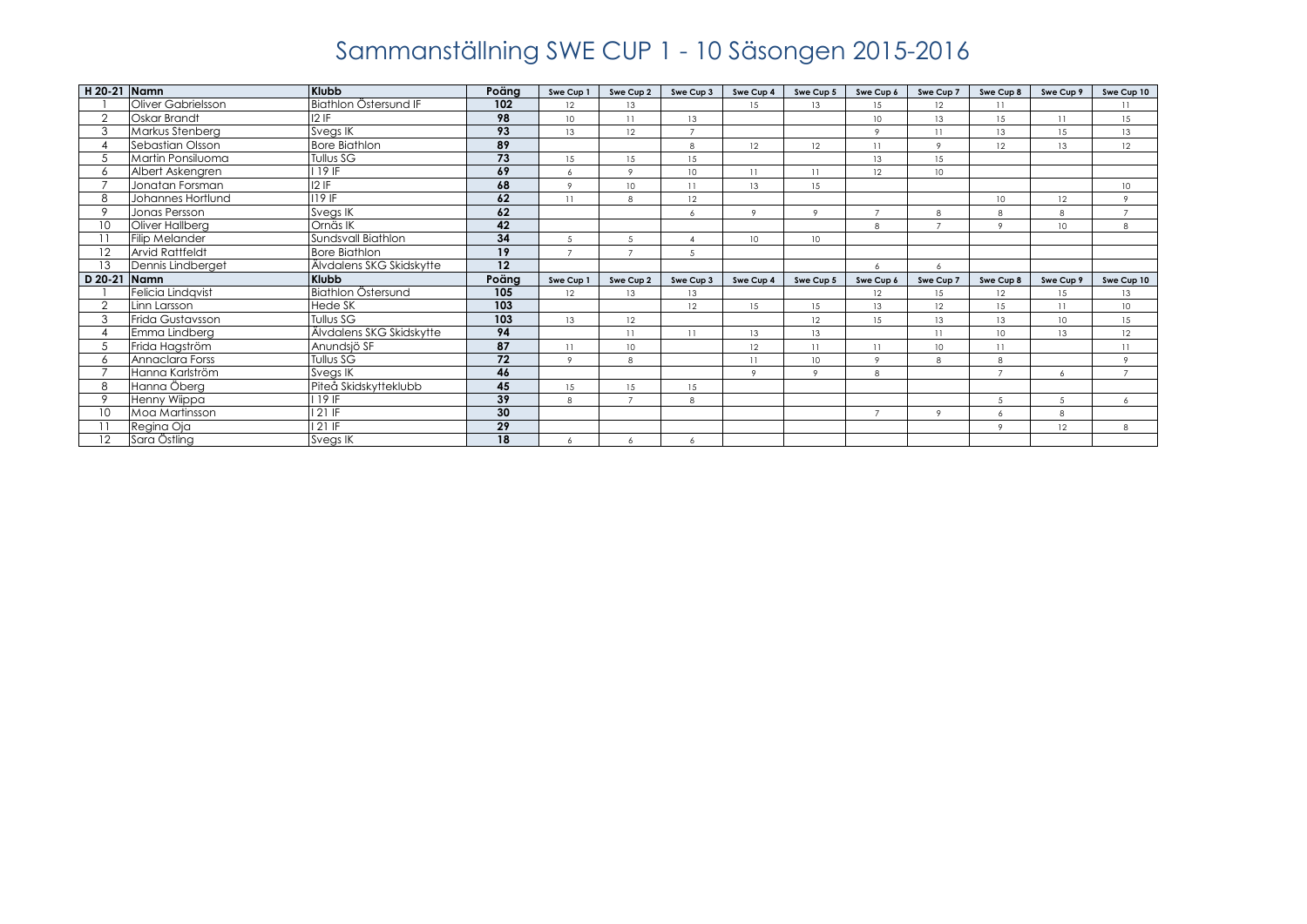# Sammanställning SWE CUP 1 - 10 Säsongen 2015-2016

| H 20-21 | Namn | Klubb | Poäng | Swe Cup 1 | Swe Cup 2 | Swe Cup 3 | Swe Cup 4 | Swe Cup 5 | Swe Cup 6 | Swe Cup 7 | Swe Cup 8 | Swe Cup 9 | Swe Cup 10 |
|---|---|---|---|---|---|---|---|---|---|---|---|---|---|
| 1 | Oliver Gabrielsson | Biathlon Östersund IF | **102** | 12 | 13 | | 15 | 13 | 15 | 12 | 11 | | 11 |
| 2 | Oskar Brandt | I2 IF | **98** | 10 | 11 | 13 | | | 10 | 13 | 15 | 11 | 15 |
| 3 | Markus Stenberg | Svegs IK | **93** | 13 | 12 | 7 | | | 9 | 11 | 13 | 15 | 13 |
| 4 | Sebastian Olsson | Bore Biathlon | **89** | | | 8 | 12 | 12 | 11 | 9 | 12 | 13 | 12 |
| 5 | Martin Ponsiluoma | Tullus SG | **73** | 15 | 15 | 15 | | | 13 | 15 | | | |
| 6 | Albert Askengren | I 19 IF | **69** | 6 | 9 | 10 | 11 | 11 | 12 | 10 | | | |
| 7 | Jonatan Forsman | I2 IF | **68** | 9 | 10 | 11 | 13 | 15 | | | | | 10 |
| 8 | Johannes Hortlund | I19 IF | **62** | 11 | 8 | 12 | | | | | 10 | 12 | 9 |
| 9 | Jonas Persson | Svegs IK | **62** | | | 6 | 9 | 9 | 7 | 8 | 8 | 8 | 7 |
| 10 | Oliver Hallberg | Örnäs IK | **42** | | | | | | 8 | 7 | 9 | 10 | 8 |
| 11 | Filip Melander | Sundsvall Biathlon | **34** | 5 | 5 | 4 | 10 | 10 | | | | | |
| 12 | Arvid Rattfeldt | Bore Biathlon | **19** | 7 | 7 | 5 | | | | | | | |
| 13 | Dennis Lindberget | Älvdalens SKG Skidskytte | **12** | | | | | | 6 | 6 | | | |
| **D 20-21** | **Namn** | **Klubb** | **Poäng** | **Swe Cup 1** | **Swe Cup 2** | **Swe Cup 3** | **Swe Cup 4** | **Swe Cup 5** | **Swe Cup 6** | **Swe Cup 7** | **Swe Cup 8** | **Swe Cup 9** | **Swe Cup 10** |
| 1 | Felicia Lindqvist | Biathlon Östersund | **105** | 12 | 13 | 13 | | | 12 | 15 | 12 | 15 | 13 |
| 2 | Linn Larsson | Hede SK | **103** | | | 12 | 15 | 15 | 13 | 12 | 15 | 11 | 10 |
| 3 | Frida Gustavsson | Tullus SG | **103** | 13 | 12 | | | 12 | 15 | 13 | 13 | 10 | 15 |
| 4 | Emma Lindberg | Älvdalens SKG Skidskytte | **94** | | 11 | 11 | 13 | 13 | | 11 | 10 | 13 | 12 |
| 5 | Frida Hagström | Anundsjö SF | **87** | 11 | 10 | | 12 | 11 | 11 | 10 | 11 | | 11 |
| 6 | Annaclara Forss | Tullus SG | **72** | 9 | 8 | | 11 | 10 | 9 | 8 | 8 | | 9 |
| 7 | Hanna Karlström | Svegs IK | **46** | | | | 9 | 9 | 8 | | 7 | 6 | 7 |
| 8 | Hanna Öberg | Piteå Skidskytteklubb | **45** | 15 | 15 | 15 | | | | | | | |
| 9 | Henny Wiippa | I 19 IF | **39** | 8 | 7 | 8 | | | | | 5 | 5 | 6 |
| 10 | Moa Martinsson | I 21 IF | **30** | | | | | | 7 | 9 | 6 | 8 | |
| 11 | Regina Oja | I 21 IF | **29** | | | | | | | | 9 | 12 | 8 |
| 12 | Sara Östling | Svegs IK | **18** | 6 | 6 | 6 | | | | | | | |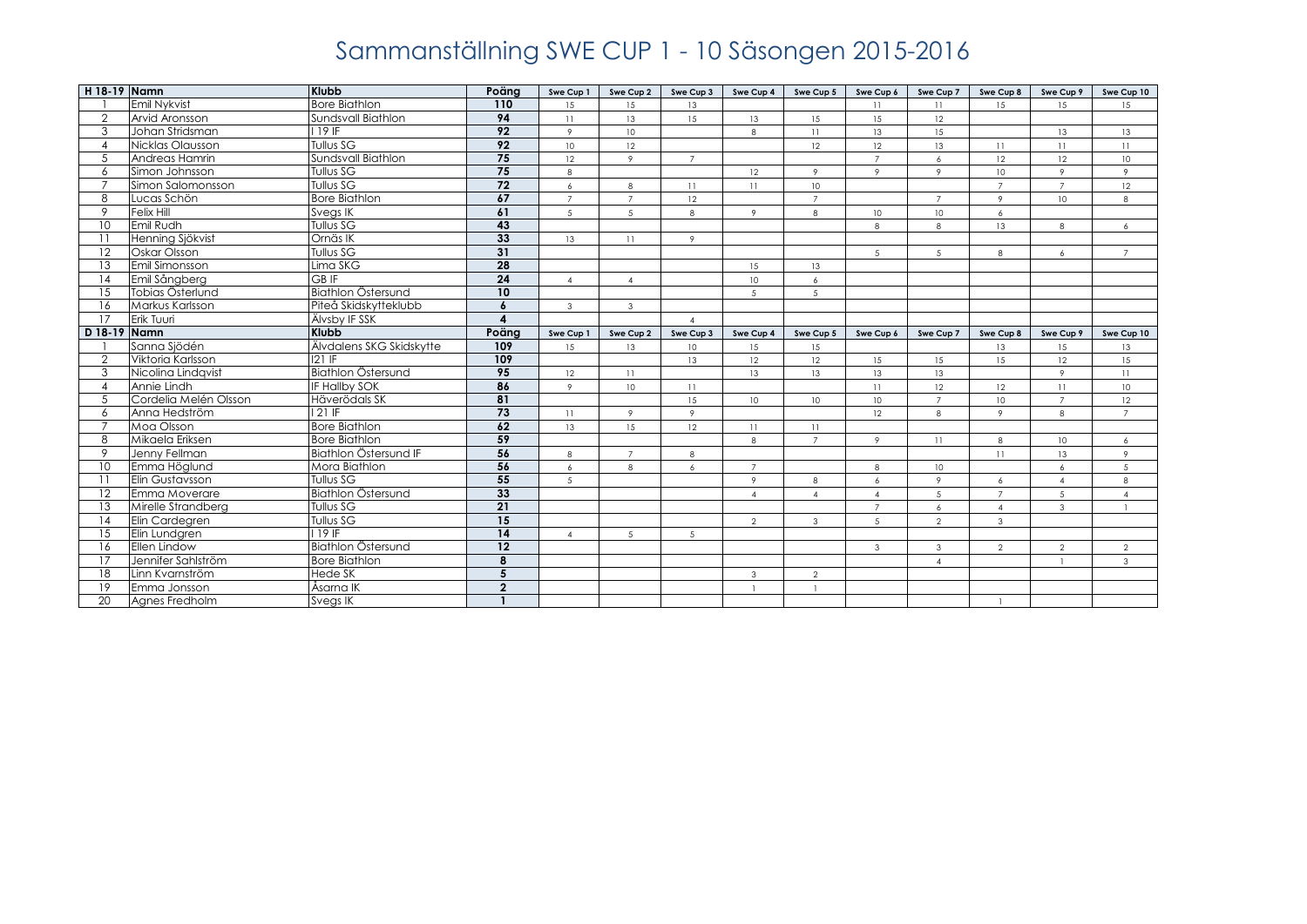# Sammanställning SWE CUP 1 - 10 Säsongen 2015-2016

| H 18-19 | Namn | Klubb | Poäng | Swe Cup 1 | Swe Cup 2 | Swe Cup 3 | Swe Cup 4 | Swe Cup 5 | Swe Cup 6 | Swe Cup 7 | Swe Cup 8 | Swe Cup 9 | Swe Cup 10 |
|---|---|---|---|---|---|---|---|---|---|---|---|---|---|
| 1 | Emil Nykvist | Bore Biathlon | **110** | 15 | 15 | 13 | | | 11 | 11 | 15 | 15 | 15 |
| 2 | Arvid Aronsson | Sundsvall Biathlon | **94** | 11 | 13 | 15 | 13 | 15 | 15 | 12 | | | |
| 3 | Johan Stridsman | I 19 IF | **92** | 9 | 10 | | 8 | 11 | 13 | 15 | | 13 | 13 |
| 4 | Nicklas Olausson | Tullus SG | **92** | 10 | 12 | | | 12 | 12 | 13 | 11 | 11 | 11 |
| 5 | Andreas Hamrin | Sundsvall Biathlon | **75** | 12 | 9 | 7 | | | 7 | 6 | 12 | 12 | 10 |
| 6 | Simon Johnsson | Tullus SG | **75** | 8 | | | 12 | 9 | 9 | 9 | 10 | 9 | 9 |
| 7 | Simon Salomonsson | Tullus SG | **72** | 6 | 8 | 11 | 11 | 10 | | | 7 | 7 | 12 |
| 8 | Lucas Schön | Bore Biathlon | **67** | 7 | 7 | 12 | | 7 | | 7 | 9 | 10 | 8 |
| 9 | Felix Hill | Svegs IK | **61** | 5 | 5 | 8 | 9 | 8 | 10 | 10 | 6 | | |
| 10 | Emil Rudh | Tullus SG | **43** | | | | | | 8 | 8 | 13 | 8 | 6 |
| 11 | Henning Sjökvist | Ornäs IK | **33** | 13 | 11 | 9 | | | | | | | |
| 12 | Oskar Olsson | Tullus SG | **31** | | | | | | 5 | 5 | 8 | 6 | 7 |
| 13 | Emil Simonsson | Lima SKG | **28** | | | | 15 | 13 | | | | | |
| 14 | Emil Sångberg | GB IF | **24** | 4 | 4 | | 10 | 6 | | | | | |
| 15 | Tobias Österlund | Biathlon Östersund | **10** | | | | 5 | 5 | | | | | |
| 16 | Markus Karlsson | Piteå Skidskytteklubb | **6** | 3 | 3 | | | | | | | | |
| 17 | Erik Tuuri | Älvsby IF SSK | **4** | | | 4 | | | | | | | |
| **D 18-19** | **Namn** | **Klubb** | **Poäng** | **Swe Cup 1** | **Swe Cup 2** | **Swe Cup 3** | **Swe Cup 4** | **Swe Cup 5** | **Swe Cup 6** | **Swe Cup 7** | **Swe Cup 8** | **Swe Cup 9** | **Swe Cup 10** |
| 1 | Sanna Sjödén | Älvdalens SKG Skidskytte | **109** | 15 | 13 | 10 | 15 | 15 | | | 13 | 15 | 13 |
| 2 | Viktoria Karlsson | I21 IF | **109** | | | 13 | 12 | 12 | 15 | 15 | 15 | 12 | 15 |
| 3 | Nicolina Lindqvist | Biathlon Östersund | **95** | 12 | 11 | | 13 | 13 | 13 | 13 | | 9 | 11 |
| 4 | Annie Lindh | IF Hallby SOK | **86** | 9 | 10 | 11 | | | 11 | 12 | 12 | 11 | 10 |
| 5 | Cordelia Melén Olsson | Häverödals SK | **81** | | | 15 | 10 | 10 | 10 | 7 | 10 | 7 | 12 |
| 6 | Anna Hedström | I 21 IF | **73** | 11 | 9 | 9 | | | 12 | 8 | 9 | 8 | 7 |
| 7 | Moa Olsson | Bore Biathlon | **62** | 13 | 15 | 12 | 11 | 11 | | | | | |
| 8 | Mikaela Eriksen | Bore Biathlon | **59** | | | | 8 | 7 | 9 | 11 | 8 | 10 | 6 |
| 9 | Jenny Fellman | Biathlon Östersund IF | **56** | 8 | 7 | 8 | | | | | 11 | 13 | 9 |
| 10 | Emma Höglund | Mora Biathlon | **56** | 6 | 8 | 6 | 7 | | 8 | 10 | | 6 | 5 |
| 11 | Elin Gustavsson | Tullus SG | **55** | 5 | | | 9 | 8 | 6 | 9 | 6 | 4 | 8 |
| 12 | Emma Moverare | Biathlon Östersund | **33** | | | | 4 | 4 | 4 | 5 | 7 | 5 | 4 |
| 13 | Mirelle Strandberg | Tullus SG | **21** | | | | | | 7 | 6 | 4 | 3 | 1 |
| 14 | Elin Cardegren | Tullus SG | **15** | | | | 2 | 3 | 5 | 2 | 3 | | |
| 15 | Elin Lundgren | I 19 IF | **14** | 4 | 5 | 5 | | | | | | | |
| 16 | Ellen Lindow | Biathlon Östersund | **12** | | | | | | 3 | 3 | 2 | 2 | 2 |
| 17 | Jennifer Sahlström | Bore Biathlon | **8** | | | | | | | 4 | | 1 | 3 |
| 18 | Linn Kvarnström | Hede SK | **5** | | | | 3 | 2 | | | | | |
| 19 | Emma Jonsson | Åsarna IK | **2** | | | | 1 | 1 | | | | | |
| 20 | Agnes Fredholm | Svegs IK | **1** | | | | | | | | 1 | | |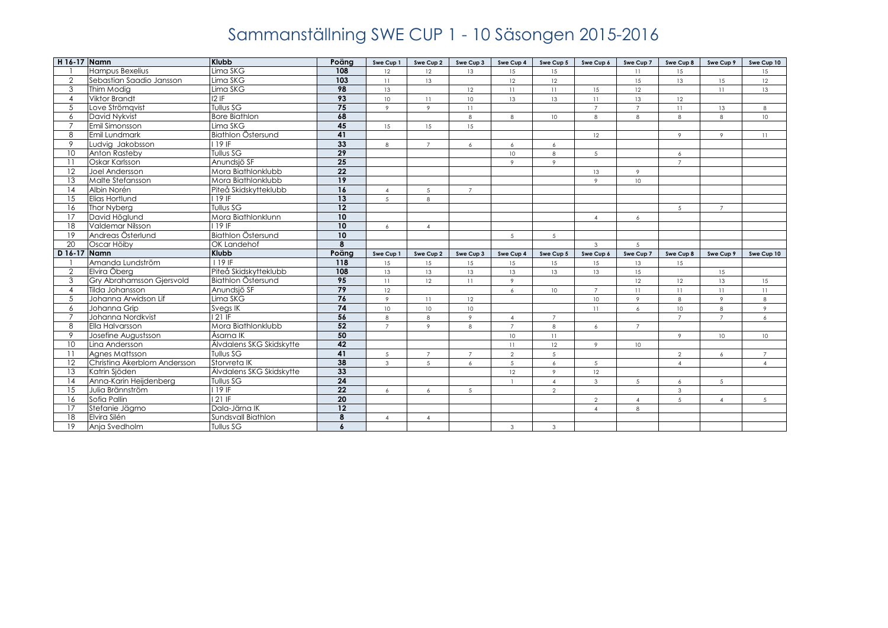# Sammanställning SWE CUP 1 - 10 Säsongen 2015-2016

| H 16-17 | Namn | Klubb | Poäng | Swe Cup 1 | Swe Cup 2 | Swe Cup 3 | Swe Cup 4 | Swe Cup 5 | Swe Cup 6 | Swe Cup 7 | Swe Cup 8 | Swe Cup 9 | Swe Cup 10 |
|---|---|---|---|---|---|---|---|---|---|---|---|---|---|
| 1 | Hampus Bexelius | Lima SKG | **108** | 12 | 12 | 13 | 15 | 15 | | 11 | 15 | | 15 |
| 2 | Sebastian Saadio Jansson | Lima SKG | **103** | 11 | 13 | | 12 | 12 | | 15 | 13 | 15 | 12 |
| 3 | Thim Modig | Lima SKG | **98** | 13 | | 12 | 11 | 11 | 15 | 12 | | 11 | 13 |
| 4 | Viktor Brandt | I2 IF | **93** | 10 | 11 | 10 | 13 | 13 | 11 | 13 | 12 | | |
| 5 | Love Strömqvist | Tullus SG | **75** | 9 | 9 | 11 | | | 7 | 7 | 11 | 13 | 8 |
| 6 | David Nykvist | Bore Biathlon | **68** | | | 8 | 8 | 10 | 8 | 8 | 8 | 8 | 10 |
| 7 | Emil Simonsson | Lima SKG | **45** | 15 | 15 | 15 | | | | | | | |
| 8 | Emil Lundmark | Biathlon Östersund | **41** | | | | | | 12 | | 9 | 9 | 11 |
| 9 | Ludvig Jakobsson | I 19 IF | **33** | 8 | 7 | 6 | 6 | 6 | | | | | |
| 10 | Anton Rasteby | Tullus SG | **29** | | | | 10 | 8 | 5 | | 6 | | |
| 11 | Oskar Karlsson | Anundsjö SF | **25** | | | | 9 | 9 | | | 7 | | |
| 12 | Joel Andersson | Mora Biathlonklubb | **22** | | | | | | 13 | 9 | | | |
| 13 | Malte Stefansson | Mora Biathlonklubb | **19** | | | | | | 9 | 10 | | | |
| 14 | Albin Norén | Piteå Skidskytteklubb | **16** | 4 | 5 | 7 | | | | | | | |
| 15 | Elias Hortlund | I 19 IF | **13** | 5 | 8 | | | | | | | | |
| 16 | Thor Nyberg | Tullus SG | **12** | | | | | | | | 5 | 7 | |
| 17 | David Höglund | Mora Biathlonklunn | **10** | | | | | | 4 | 6 | | | |
| 18 | Valdemar Nilsson | I 19 IF | **10** | 6 | 4 | | | | | | | | |
| 19 | Andreas Österlund | Biathlon Östersund | **10** | | | | 5 | 5 | | | | | |
| 20 | Oscar Höiby | OK Landehof | **8** | | | | | | 3 | 5 | | | |
| **D 16-17** | **Namn** | **Klubb** | **Poäng** | **Swe Cup 1** | **Swe Cup 2** | **Swe Cup 3** | **Swe Cup 4** | **Swe Cup 5** | **Swe Cup 6** | **Swe Cup 7** | **Swe Cup 8** | **Swe Cup 9** | **Swe Cup 10** |
| 1 | Amanda Lundström | I 19 IF | **118** | 15 | 15 | 15 | 15 | 15 | 15 | 13 | 15 | | |
| 2 | Elvira Öberg | Piteå Skidskytteklubb | **108** | 13 | 13 | 13 | 13 | 13 | 13 | 15 | | 15 | |
| 3 | Gry Abrahamsson Gjersvold | Biathlon Östersund | **95** | 11 | 12 | 11 | 9 | | | 12 | 12 | 13 | 15 |
| 4 | Tilda Johansson | Anundsjö SF | **79** | 12 | | | 6 | 10 | 7 | 11 | 11 | 11 | 11 |
| 5 | Johanna Arwidson Lif | Lima SKG | **76** | 9 | 11 | 12 | | | 10 | 9 | 8 | 9 | 8 |
| 6 | Johanna Grip | Svegs IK | **74** | 10 | 10 | 10 | | | 11 | 6 | 10 | 8 | 9 |
| 7 | Johanna Nordkvist | I 21 IF | **56** | 8 | 8 | 9 | 4 | 7 | | | 7 | 7 | 6 |
| 8 | Ella Halvarsson | Mora Biathlonklubb | **52** | 7 | 9 | 8 | 7 | 8 | 6 | 7 | | | |
| 9 | Josefine Augustsson | Åsarna IK | **50** | | | | 10 | 11 | | | 9 | 10 | 10 |
| 10 | Lina Andersson | Älvdalens SKG Skidskytte | **42** | | | | 11 | 12 | 9 | 10 | | | |
| 11 | Agnes Mattsson | Tullus SG | **41** | 5 | 7 | 7 | 2 | 5 | | | 2 | 6 | 7 |
| 12 | Christina Åkerblom Andersson | Storvreta IK | **38** | 3 | 5 | 6 | 5 | 6 | 5 | | 4 | | 4 |
| 13 | Katrin Sjöden | Älvdalens SKG Skidskytte | **33** | | | | 12 | 9 | 12 | | | | |
| 14 | Anna-Karin Heijdenberg | Tullus SG | **24** | | | | 1 | 4 | 3 | 5 | 6 | 5 | |
| 15 | Julia Brännström | I 19 IF | **22** | 6 | 6 | 5 | | 2 | | | 3 | | |
| 16 | Sofia Pallin | I 21 IF | **20** | | | | | | 2 | 4 | 5 | 4 | 5 |
| 17 | Stefanie Jägmo | Dala-Järna IK | **12** | | | | | | 4 | 8 | | | |
| 18 | Elvira Silén | Sundsvall Biathlon | **8** | 4 | 4 | | | | | | | | |
| 19 | Anja Svedholm | Tullus SG | **6** | | | | 3 | 3 | | | | | |